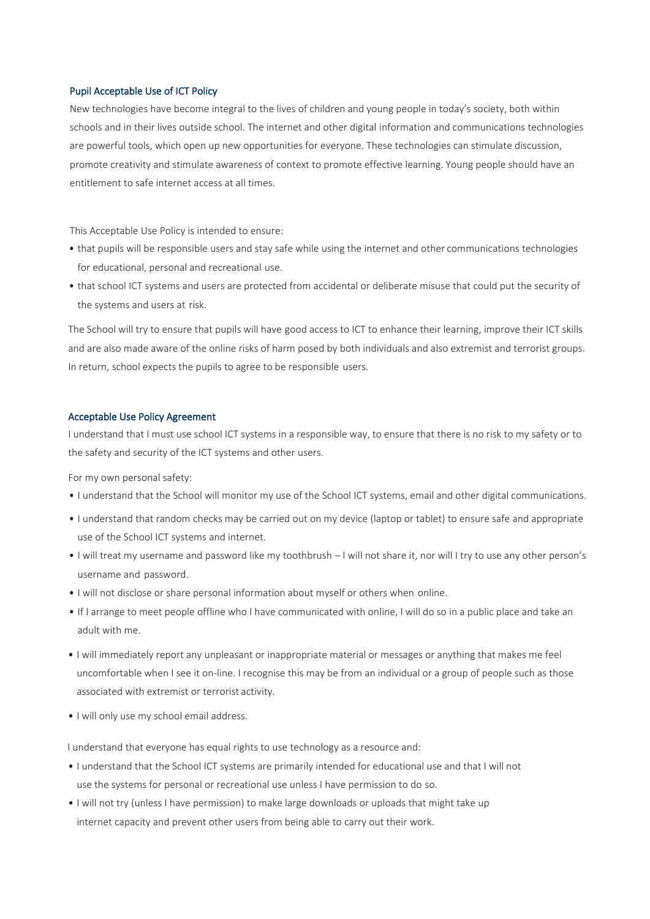## Pupil Acceptable Use of ICT Policy

New technologies have become integral to the lives of children and young people in today's society, both within schools and in their lives outside school. The internet and other digital information and communications technologies are powerful tools, which open up new opportunities for everyone. These technologies can stimulate discussion, promote creativity and stimulate awareness of context to promote effective learning. Young people should have an entitlement to safe internet access at all times.

This Acceptable Use Policy is intended to ensure:

- that pupils will be responsible users and stay safe while using the internet and other communications technologies for educational, personal and recreational use.
- that school ICT systems and users are protected from accidental or deliberate misuse that could put the security of the systems and users at risk.

The School will try to ensure that pupils will have good access to ICT to enhance their learning, improve their ICT skills and are also made aware of the online risks of harm posed by both individuals and also extremist and terrorist groups. In return, school expects the pupils to agree to be responsible users.

## Acceptable Use Policy Agreement

I understand that I must use school ICT systems in a responsible way, to ensure that there is no risk to my safety or to the safety and security of the ICT systems and other users.

For my own personal safety:

- I understand that the School will monitor my use of the School ICT systems, email and other digital communications.
- I understand that random checks may be carried out on my device (laptop or tablet) to ensure safe and appropriate use of the School ICT systems and internet.
- I will treat my username and password like my toothbrush – I will not share it, nor will I try to use any other person's username and password.
- I will not disclose or share personal information about myself or others when online.
- If I arrange to meet people offline who I have communicated with online, I will do so in a public place and take an adult with me.
- I will immediately report any unpleasant or inappropriate material or messages or anything that makes me feel uncomfortable when I see it on-line. I recognise this may be from an individual or a group of people such as those associated with extremist or terrorist activity.
- I will only use my school email address.

I understand that everyone has equal rights to use technology as a resource and:

- I understand that the School ICT systems are primarily intended for educational use and that I will not use the systems for personal or recreational use unless I have permission to do so.
- I will not try (unless I have permission) to make large downloads or uploads that might take up internet capacity and prevent other users from being able to carry out their work.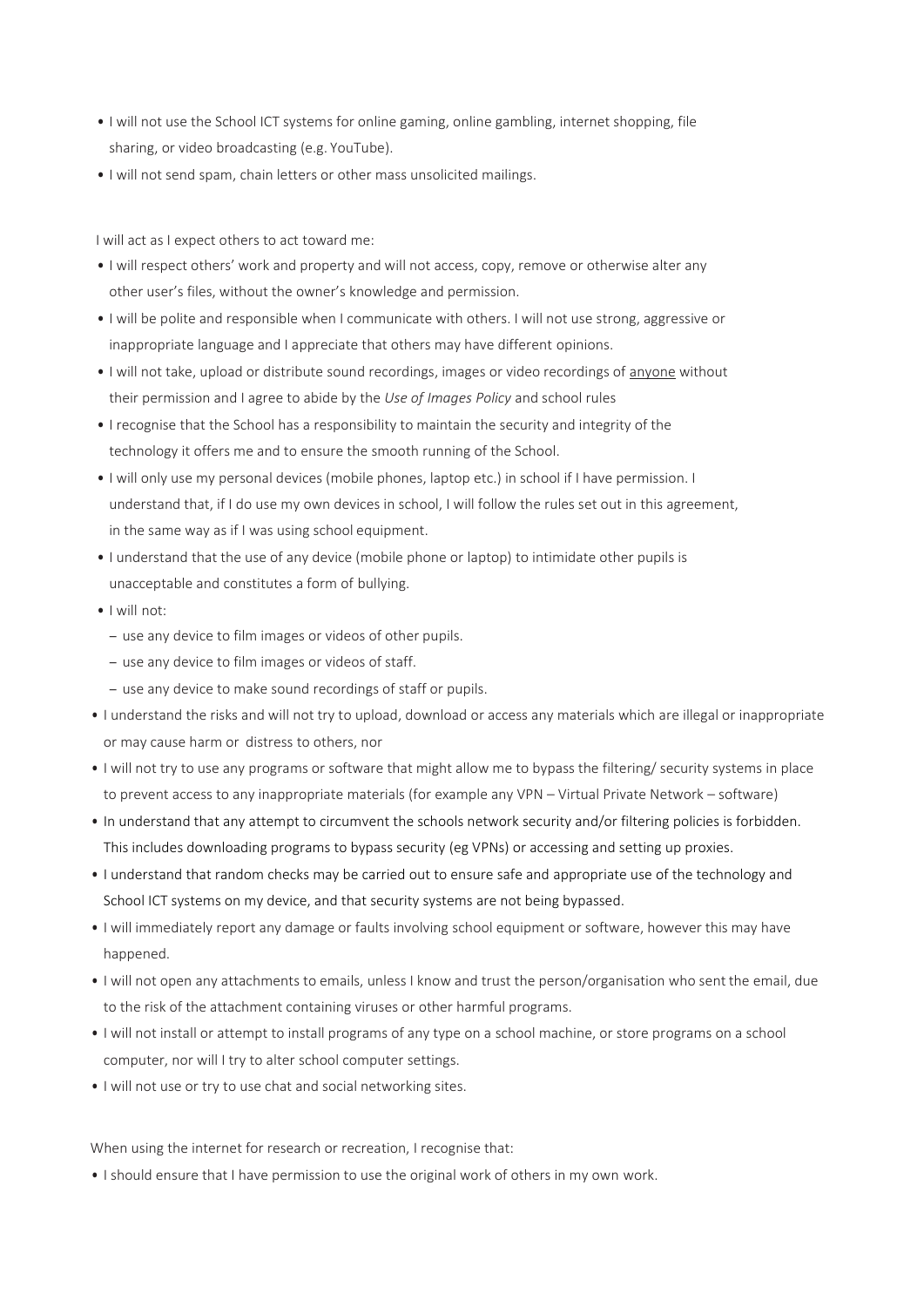- I will not use the School ICT systems for online gaming, online gambling, internet shopping, file sharing, or video broadcasting (e.g. YouTube).
- I will not send spam, chain letters or other mass unsolicited mailings.

I will act as I expect others to act toward me:

- I will respect others' work and property and will not access, copy, remove or otherwise alter any other user's files, without the owner's knowledge and permission.
- I will be polite and responsible when I communicate with others. I will not use strong, aggressive or inappropriate language and I appreciate that others may have different opinions.
- I will not take, upload or distribute sound recordings, images or video recordings of <u>anyone</u> without their permission and I agree to abide by the *Use of Images Policy* and school rules
- I recognise that the School has a responsibility to maintain the security and integrity of the technology it offers me and to ensure the smooth running of the School.
- I will only use my personal devices (mobile phones, laptop etc.) in school if I have permission. I understand that, if I do use my own devices in school, I will follow the rules set out in this agreement, in the same way as if I was using school equipment.
- I understand that the use of any device (mobile phone or laptop) to intimidate other pupils is unacceptable and constitutes a form of bullying.
- I will not:
  - use any device to film images or videos of other pupils.
  - use any device to film images or videos of staff.
  - use any device to make sound recordings of staff or pupils.
- I understand the risks and will not try to upload, download or access any materials which are illegal or inappropriate or may cause harm or distress to others, nor
- I will not try to use any programs or software that might allow me to bypass the filtering/ security systems in place to prevent access to any inappropriate materials (for example any VPN – Virtual Private Network – software)
- In understand that any attempt to circumvent the schools network security and/or filtering policies is forbidden. This includes downloading programs to bypass security (eg VPNs) or accessing and setting up proxies.
- I understand that random checks may be carried out to ensure safe and appropriate use of the technology and School ICT systems on my device, and that security systems are not being bypassed.
- I will immediately report any damage or faults involving school equipment or software, however this may have happened.
- I will not open any attachments to emails, unless I know and trust the person/organisation who sent the email, due to the risk of the attachment containing viruses or other harmful programs.
- I will not install or attempt to install programs of any type on a school machine, or store programs on a school computer, nor will I try to alter school computer settings.
- I will not use or try to use chat and social networking sites.

When using the internet for research or recreation, I recognise that:

- I should ensure that I have permission to use the original work of others in my own work.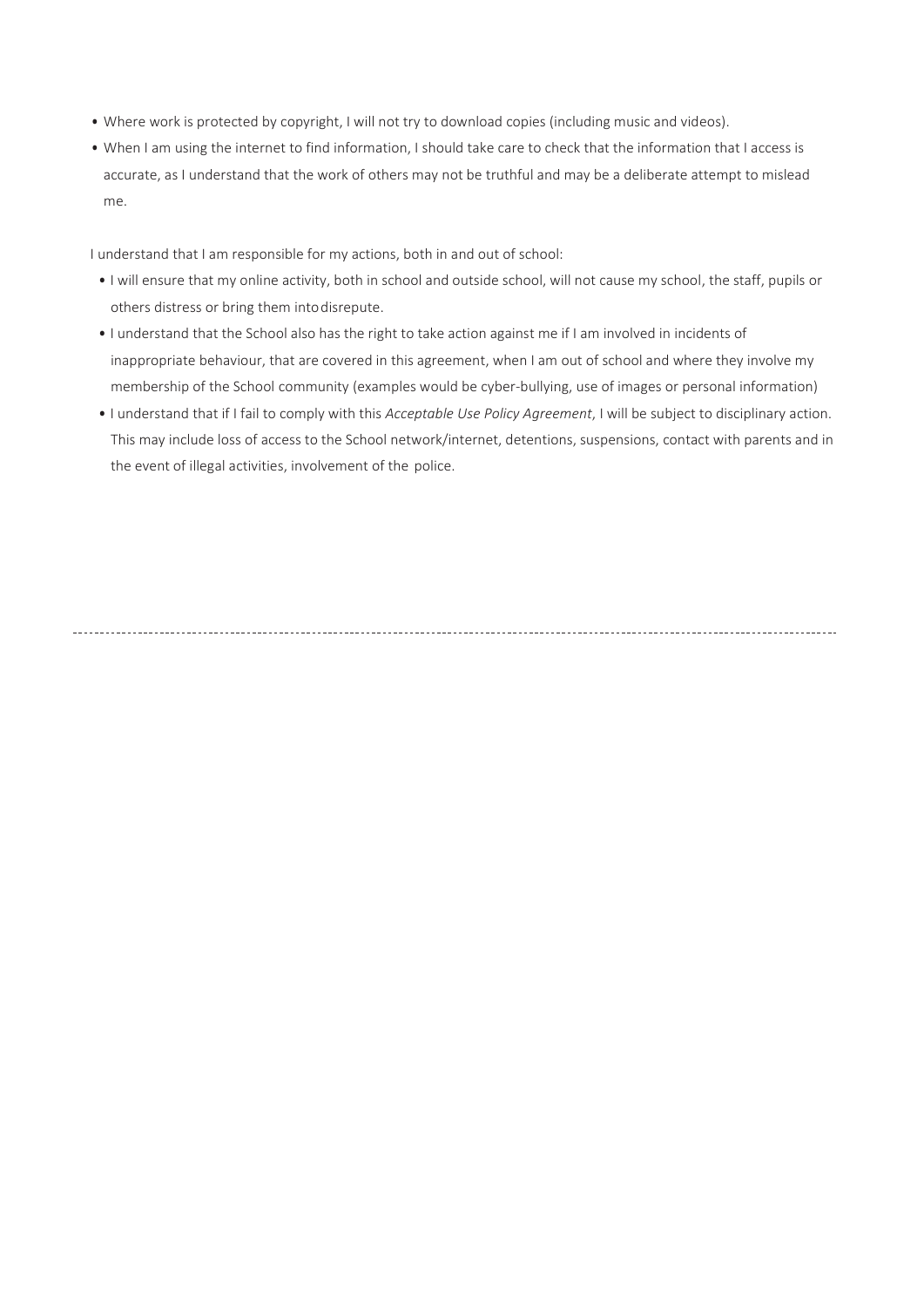- Where work is protected by copyright, I will not try to download copies (including music and videos).
- When I am using the internet to find information, I should take care to check that the information that I access is accurate, as I understand that the work of others may not be truthful and may be a deliberate attempt to mislead me.

I understand that I am responsible for my actions, both in and out of school:

- I will ensure that my online activity, both in school and outside school, will not cause my school, the staff, pupils or others distress or bring them into disrepute.
- I understand that the School also has the right to take action against me if I am involved in incidents of inappropriate behaviour, that are covered in this agreement, when I am out of school and where they involve my membership of the School community (examples would be cyber-bullying, use of images or personal information)
- I understand that if I fail to comply with this *Acceptable Use Policy Agreement*, I will be subject to disciplinary action. This may include loss of access to the School network/internet, detentions, suspensions, contact with parents and in the event of illegal activities, involvement of the police.

---